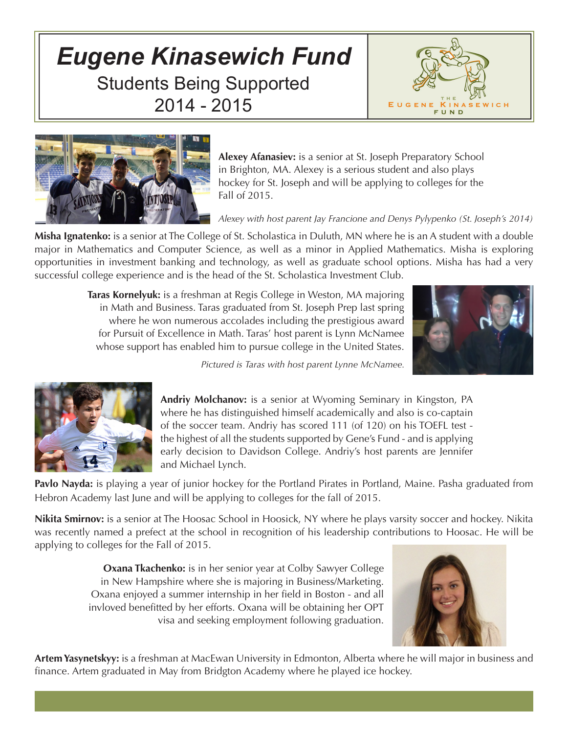# *Eugene Kinasewich Fund*

## Students Being Supported 2014 - 2015

THE EUGENE KINASEWICH FUND

**Alexey Afanasiev:** is a senior at St. Joseph Preparatory School in Brighton, MA. Alexey is a serious student and also plays hockey for St. Joseph and will be applying to colleges for the Fall of 2015.

*Alexey with host parent Jay Francione and Denys Pylypenko (St. Joseph's 2014)*

**Misha Ignatenko:** is a senior at The College of St. Scholastica in Duluth, MN where he is an A student with a double major in Mathematics and Computer Science, as well as a minor in Applied Mathematics. Misha is exploring opportunities in investment banking and technology, as well as graduate school options. Misha has had a very successful college experience and is the head of the St. Scholastica Investment Club.

**Taras Kornelyuk:** is a freshman at Regis College in Weston, MA majoring in Math and Business. Taras graduated from St. Joseph Prep last spring where he won numerous accolades including the prestigious award for Pursuit of Excellence in Math. Taras' host parent is Lynn McNamee whose support has enabled him to pursue college in the United States.

*Pictured is Taras with host parent Lynne McNamee.*

**Andriy Molchanov:** is a senior at Wyoming Seminary in Kingston, PA where he has distinguished himself academically and also is co-captain of the soccer team. Andriy has scored 111 (of 120) on his TOEFL test - the highest of all the students supported by Gene's Fund - and is applying early decision to Davidson College. Andriy's host parents are Jennifer and Michael Lynch.

**Pavlo Nayda:** is playing a year of junior hockey for the Portland Pirates in Portland, Maine. Pasha graduated from Hebron Academy last June and will be applying to colleges for the fall of 2015.

**Nikita Smirnov:** is a senior at The Hoosac School in Hoosick, NY where he plays varsity soccer and hockey. Nikita was recently named a prefect at the school in recognition of his leadership contributions to Hoosac. He will be applying to colleges for the Fall of 2015.

**Oxana Tkachenko:** is in her senior year at Colby Sawyer College in New Hampshire where she is majoring in Business/Marketing. Oxana enjoyed a summer internship in her field in Boston - and all invloved benefitted by her efforts. Oxana will be obtaining her OPT visa and seeking employment following graduation.

**Artem Yasynetskyy:** is a freshman at MacEwan University in Edmonton, Alberta where he will major in business and finance. Artem graduated in May from Bridgton Academy where he played ice hockey.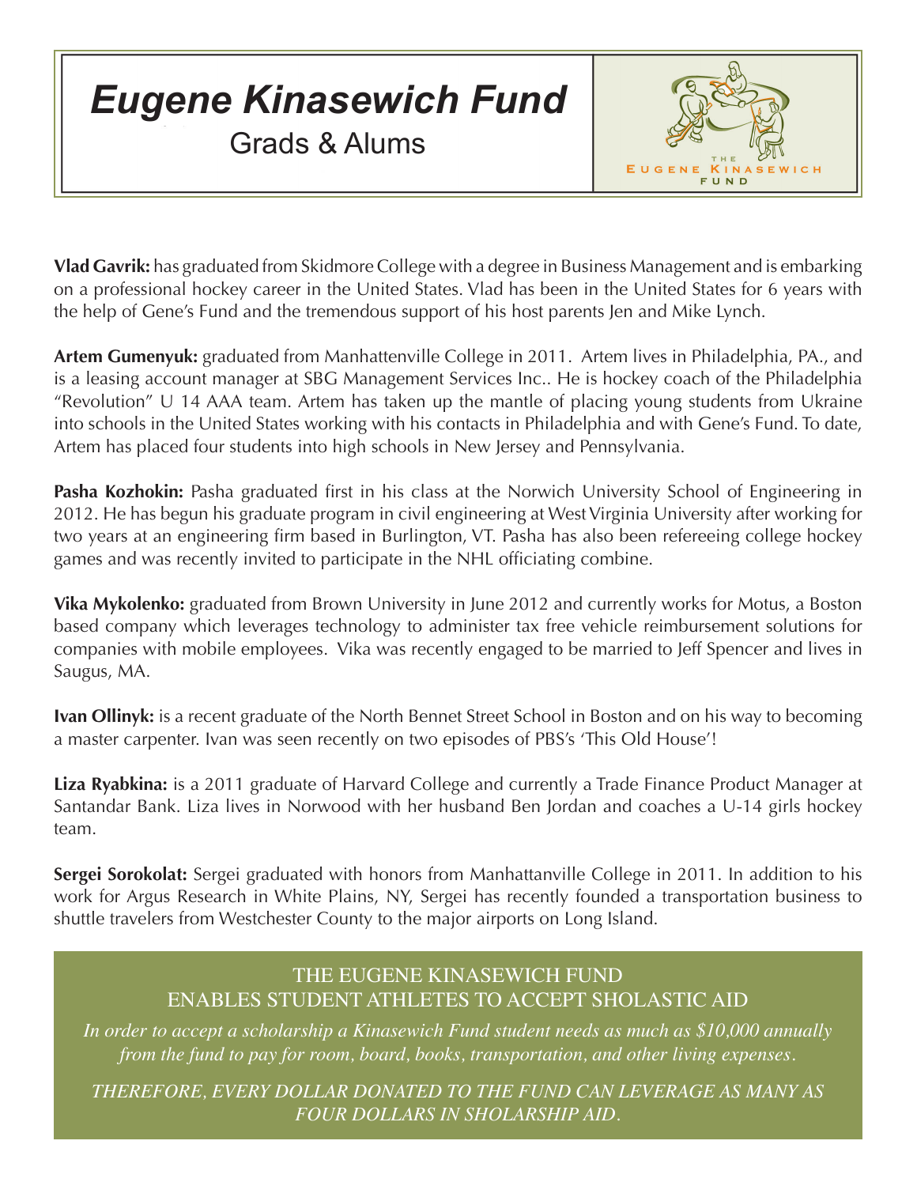# *Eugene Kinasewich Fund*

Grads & Alums

THE EUGENE KINASEWICH FUND

**Vlad Gavrik:** has graduated from Skidmore College with a degree in Business Management and is embarking on a professional hockey career in the United States. Vlad has been in the United States for 6 years with the help of Gene's Fund and the tremendous support of his host parents Jen and Mike Lynch.

**Artem Gumenyuk:** graduated from Manhattenville College in 2011. Artem lives in Philadelphia, PA., and is a leasing account manager at SBG Management Services Inc.. He is hockey coach of the Philadelphia "Revolution" U 14 AAA team. Artem has taken up the mantle of placing young students from Ukraine into schools in the United States working with his contacts in Philadelphia and with Gene's Fund. To date, Artem has placed four students into high schools in New Jersey and Pennsylvania.

**Pasha Kozhokin:** Pasha graduated first in his class at the Norwich University School of Engineering in 2012. He has begun his graduate program in civil engineering at West Virginia University after working for two years at an engineering firm based in Burlington, VT. Pasha has also been refereeing college hockey games and was recently invited to participate in the NHL officiating combine.

**Vika Mykolenko:** graduated from Brown University in June 2012 and currently works for Motus, a Boston based company which leverages technology to administer tax free vehicle reimbursement solutions for companies with mobile employees. Vika was recently engaged to be married to Jeff Spencer and lives in Saugus, MA.

**Ivan Ollinyk:** is a recent graduate of the North Bennet Street School in Boston and on his way to becoming a master carpenter. Ivan was seen recently on two episodes of PBS's 'This Old House'!

**Liza Ryabkina:** is a 2011 graduate of Harvard College and currently a Trade Finance Product Manager at Santandar Bank. Liza lives in Norwood with her husband Ben Jordan and coaches a U-14 girls hockey team.

**Sergei Sorokolat:** Sergei graduated with honors from Manhattanville College in 2011. In addition to his work for Argus Research in White Plains, NY, Sergei has recently founded a transportation business to shuttle travelers from Westchester County to the major airports on Long Island.

THE EUGENE KINASEWICH FUND
ENABLES STUDENT ATHLETES TO ACCEPT SHOLASTIC AID

*In order to accept a scholarship a Kinasewich Fund student needs as much as $10,000 annually from the fund to pay for room, board, books, transportation, and other living expenses.*

*THEREFORE, EVERY DOLLAR DONATED TO THE FUND CAN LEVERAGE AS MANY AS FOUR DOLLARS IN SHOLARSHIP AID.*